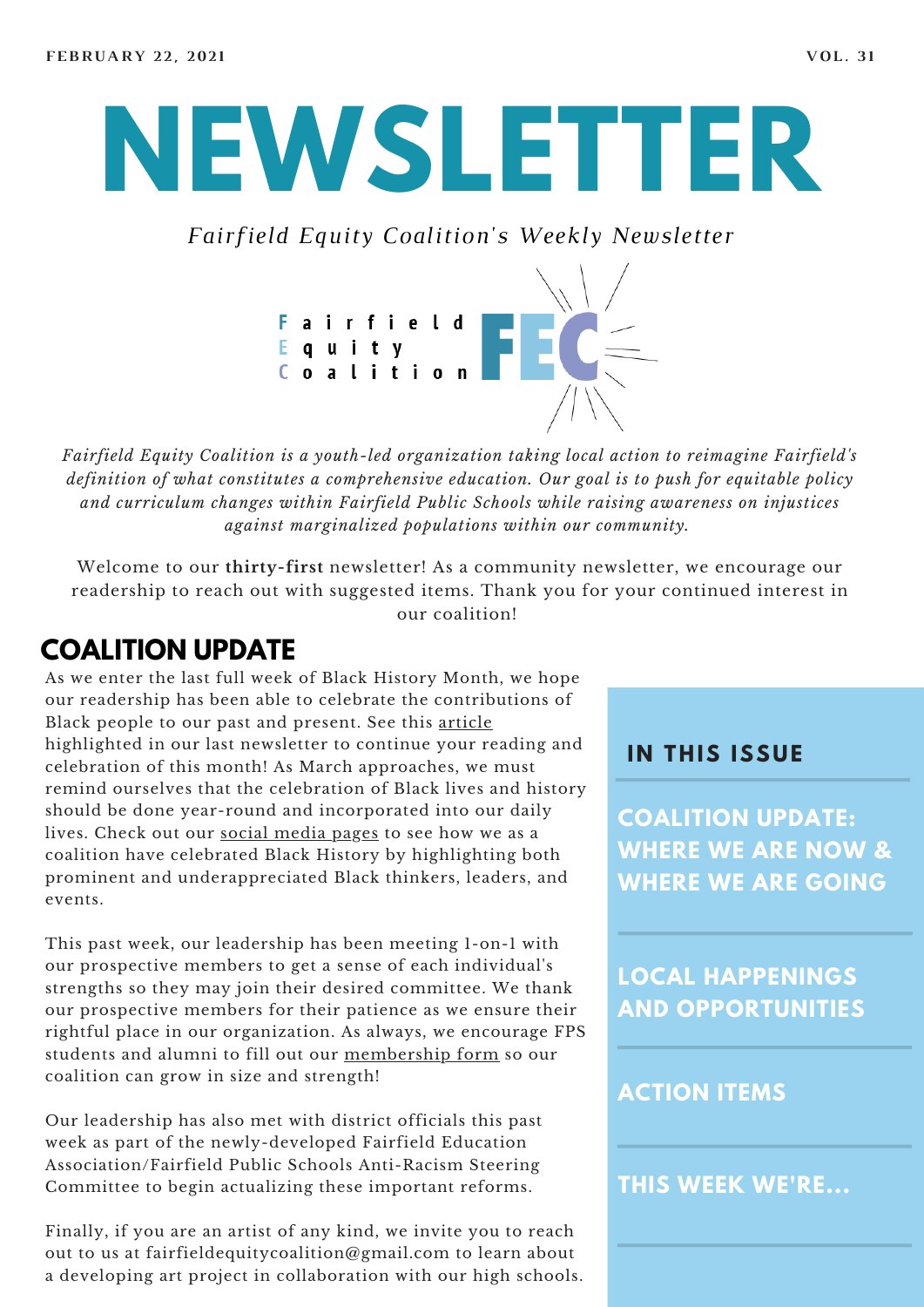FEBRUARY 22, 2021 VOL. 31

# NEWSLETTER

*Fairfield Equity Coalition's Weekly Newsletter*

Fairfield
Equity
Coalition
FEC

*Fairfield Equity Coalition is a youth-led organization taking local action to reimagine Fairfield's definition of what constitutes a comprehensive education. Our goal is to push for equitable policy and curriculum changes within Fairfield Public Schools while raising awareness on injustices against marginalized populations within our community.*

Welcome to our **thirty-first** newsletter! As a community newsletter, we encourage our readership to reach out with suggested items. Thank you for your continued interest in our coalition!

## IN THIS ISSUE

- COALITION UPDATE: WHERE WE ARE NOW & WHERE WE ARE GOING
- LOCAL HAPPENINGS AND OPPORTUNITIES
- ACTION ITEMS
- THIS WEEK WE'RE...

## COALITION UPDATE

As we enter the last full week of Black History Month, we hope our readership has been able to celebrate the contributions of Black people to our past and present. See this article highlighted in our last newsletter to continue your reading and celebration of this month! As March approaches, we must remind ourselves that the celebration of Black lives and history should be done year-round and incorporated into our daily lives. Check out our social media pages to see how we as a coalition have celebrated Black History by highlighting both prominent and underappreciated Black thinkers, leaders, and events.

This past week, our leadership has been meeting 1-on-1 with our prospective members to get a sense of each individual's strengths so they may join their desired committee. We thank our prospective members for their patience as we ensure their rightful place in our organization. As always, we encourage FPS students and alumni to fill out our membership form so our coalition can grow in size and strength!

Our leadership has also met with district officials this past week as part of the newly-developed Fairfield Education Association/Fairfield Public Schools Anti-Racism Steering Committee to begin actualizing these important reforms.

Finally, if you are an artist of any kind, we invite you to reach out to us at fairfieldequitycoalition@gmail.com to learn about a developing art project in collaboration with our high schools.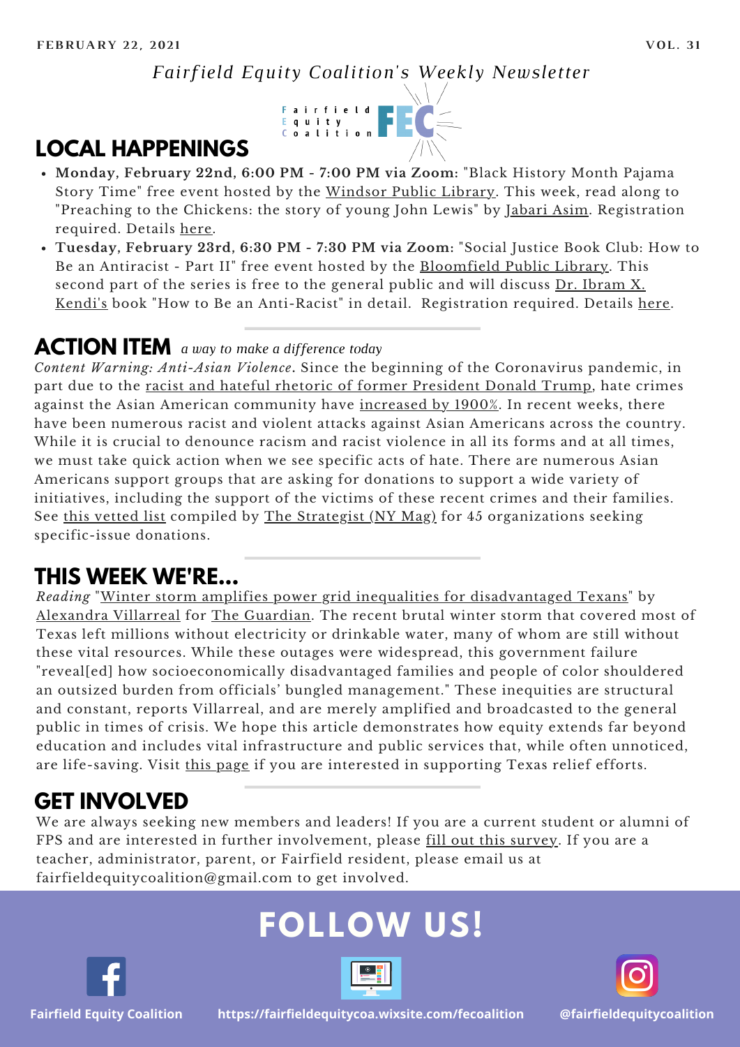FEBRUARY 22, 2021 VOL. 31

*Fairfield Equity Coalition's Weekly Newsletter*

Fairfield Equity Coalition FEC

## LOCAL HAPPENINGS

- **Monday, February 22nd, 6:00 PM - 7:00 PM via Zoom:** "Black History Month Pajama Story Time" free event hosted by the Windsor Public Library. This week, read along to "Preaching to the Chickens: the story of young John Lewis" by Jabari Asim. Registration required. Details here.
- **Tuesday, February 23rd, 6:30 PM - 7:30 PM via Zoom:** "Social Justice Book Club: How to Be an Antiracist - Part II" free event hosted by the Bloomfield Public Library. This second part of the series is free to the general public and will discuss Dr. Ibram X. Kendi's book "How to Be an Anti-Racist" in detail. Registration required. Details here.

## ACTION ITEM *a way to make a difference today*

*Content Warning: Anti-Asian Violence*. Since the beginning of the Coronavirus pandemic, in part due to the racist and hateful rhetoric of former President Donald Trump, hate crimes against the Asian American community have increased by 1900%. In recent weeks, there have been numerous racist and violent attacks against Asian Americans across the country. While it is crucial to denounce racism and racist violence in all its forms and at all times, we must take quick action when we see specific acts of hate. There are numerous Asian Americans support groups that are asking for donations to support a wide variety of initiatives, including the support of the victims of these recent crimes and their families. See this vetted list compiled by The Strategist (NY Mag) for 45 organizations seeking specific-issue donations.

## THIS WEEK WE'RE...

*Reading* "Winter storm amplifies power grid inequalities for disadvantaged Texans" by Alexandra Villarreal for The Guardian. The recent brutal winter storm that covered most of Texas left millions without electricity or drinkable water, many of whom are still without these vital resources. While these outages were widespread, this government failure "reveal[ed] how socioeconomically disadvantaged families and people of color shouldered an outsized burden from officials' bungled management." These inequities are structural and constant, reports Villarreal, and are merely amplified and broadcasted to the general public in times of crisis. We hope this article demonstrates how equity extends far beyond education and includes vital infrastructure and public services that, while often unnoticed, are life-saving. Visit this page if you are interested in supporting Texas relief efforts.

## GET INVOLVED

We are always seeking new members and leaders! If you are a current student or alumni of FPS and are interested in further involvement, please fill out this survey. If you are a teacher, administrator, parent, or Fairfield resident, please email us at fairfieldequitycoalition@gmail.com to get involved.

## FOLLOW US!

Fairfield Equity Coalition

https://fairfieldequitycoa.wixsite.com/fecoalition

@fairfieldequitycoalition